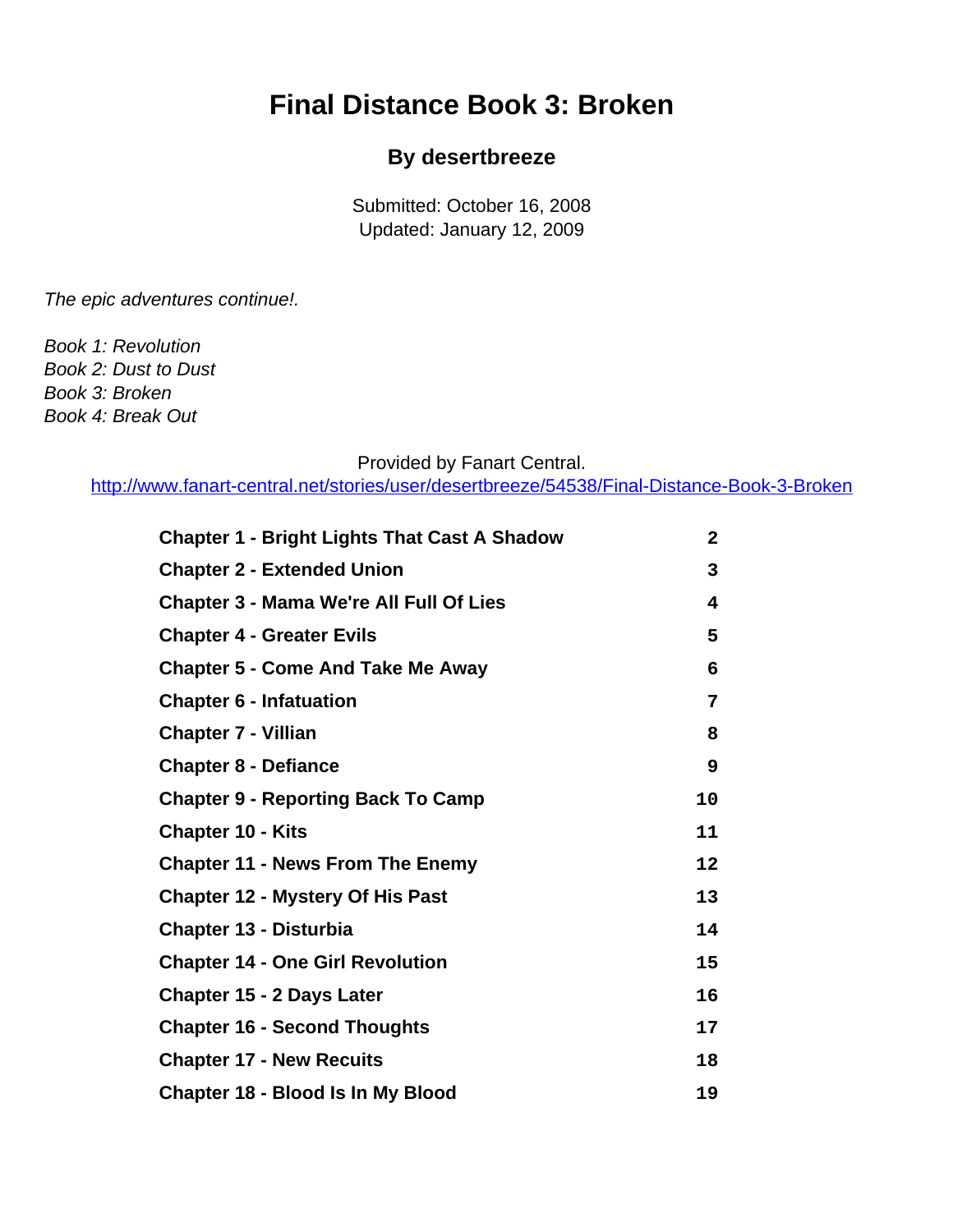# Final Distance Book 3: Broken

### By desertbreeze

Submitted: October 16, 2008
Updated: January 12, 2009

*The epic adventures continue!.*

*Book 1: Revolution*
*Book 2: Dust to Dust*
*Book 3: Broken*
*Book 4: Break Out*

Provided by Fanart Central.
http://www.fanart-central.net/stories/user/desertbreeze/54538/Final-Distance-Book-3-Broken

| | |
|---|---|
| **Chapter 1 - Bright Lights That Cast A Shadow** | **2** |
| **Chapter 2 - Extended Union** | **3** |
| **Chapter 3 - Mama We're All Full Of Lies** | **4** |
| **Chapter 4 - Greater Evils** | **5** |
| **Chapter 5 - Come And Take Me Away** | **6** |
| **Chapter 6 - Infatuation** | **7** |
| **Chapter 7 - Villian** | **8** |
| **Chapter 8 - Defiance** | **9** |
| **Chapter 9 - Reporting Back To Camp** | **10** |
| **Chapter 10 - Kits** | **11** |
| **Chapter 11 - News From The Enemy** | **12** |
| **Chapter 12 - Mystery Of His Past** | **13** |
| **Chapter 13 - Disturbia** | **14** |
| **Chapter 14 - One Girl Revolution** | **15** |
| **Chapter 15 - 2 Days Later** | **16** |
| **Chapter 16 - Second Thoughts** | **17** |
| **Chapter 17 - New Recuits** | **18** |
| **Chapter 18 - Blood Is In My Blood** | **19** |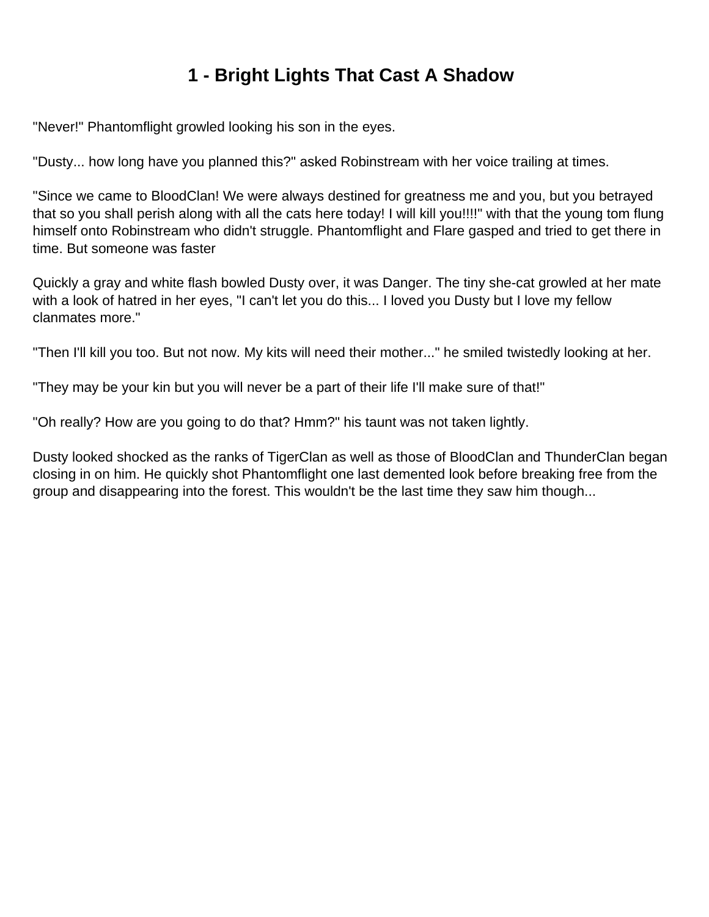# 1 - Bright Lights That Cast A Shadow

"Never!" Phantomflight growled looking his son in the eyes.

"Dusty... how long have you planned this?" asked Robinstream with her voice trailing at times.

"Since we came to BloodClan! We were always destined for greatness me and you, but you betrayed that so you shall perish along with all the cats here today! I will kill you!!!!" with that the young tom flung himself onto Robinstream who didn't struggle. Phantomflight and Flare gasped and tried to get there in time. But someone was faster

Quickly a gray and white flash bowled Dusty over, it was Danger. The tiny she-cat growled at her mate with a look of hatred in her eyes, "I can't let you do this... I loved you Dusty but I love my fellow clanmates more."

"Then I'll kill you too. But not now. My kits will need their mother..." he smiled twistedly looking at her.

"They may be your kin but you will never be a part of their life I'll make sure of that!"

"Oh really? How are you going to do that? Hmm?" his taunt was not taken lightly.

Dusty looked shocked as the ranks of TigerClan as well as those of BloodClan and ThunderClan began closing in on him. He quickly shot Phantomflight one last demented look before breaking free from the group and disappearing into the forest. This wouldn't be the last time they saw him though...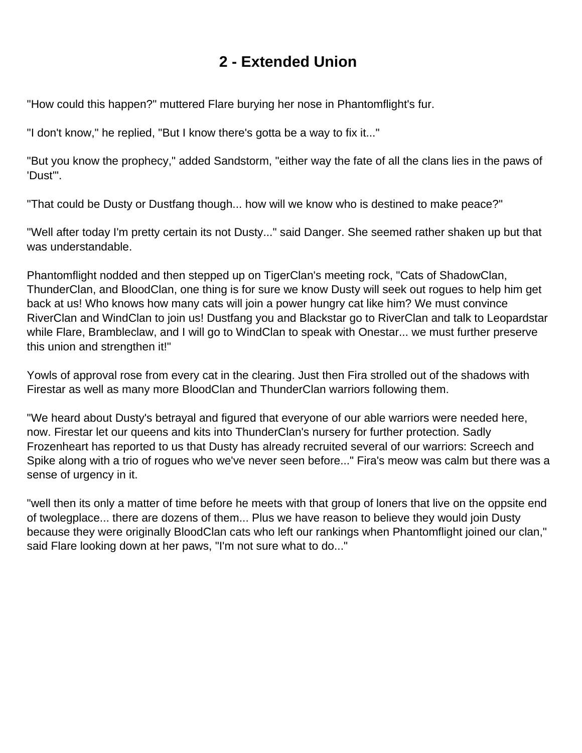# 2 - Extended Union

"How could this happen?" muttered Flare burying her nose in Phantomflight's fur.

"I don't know," he replied, "But I know there's gotta be a way to fix it..."

"But you know the prophecy," added Sandstorm, "either way the fate of all the clans lies in the paws of 'Dust'".

"That could be Dusty or Dustfang though... how will we know who is destined to make peace?"

"Well after today I'm pretty certain its not Dusty..." said Danger. She seemed rather shaken up but that was understandable.

Phantomflight nodded and then stepped up on TigerClan's meeting rock, "Cats of ShadowClan, ThunderClan, and BloodClan, one thing is for sure we know Dusty will seek out rogues to help him get back at us! Who knows how many cats will join a power hungry cat like him? We must convince RiverClan and WindClan to join us! Dustfang you and Blackstar go to RiverClan and talk to Leopardstar while Flare, Brambleclaw, and I will go to WindClan to speak with Onestar... we must further preserve this union and strengthen it!"

Yowls of approval rose from every cat in the clearing. Just then Fira strolled out of the shadows with Firestar as well as many more BloodClan and ThunderClan warriors following them.

"We heard about Dusty's betrayal and figured that everyone of our able warriors were needed here, now. Firestar let our queens and kits into ThunderClan's nursery for further protection. Sadly Frozenheart has reported to us that Dusty has already recruited several of our warriors: Screech and Spike along with a trio of rogues who we've never seen before..." Fira's meow was calm but there was a sense of urgency in it.

"well then its only a matter of time before he meets with that group of loners that live on the oppsite end of twolegplace... there are dozens of them... Plus we have reason to believe they would join Dusty because they were originally BloodClan cats who left our rankings when Phantomflight joined our clan," said Flare looking down at her paws, "I'm not sure what to do..."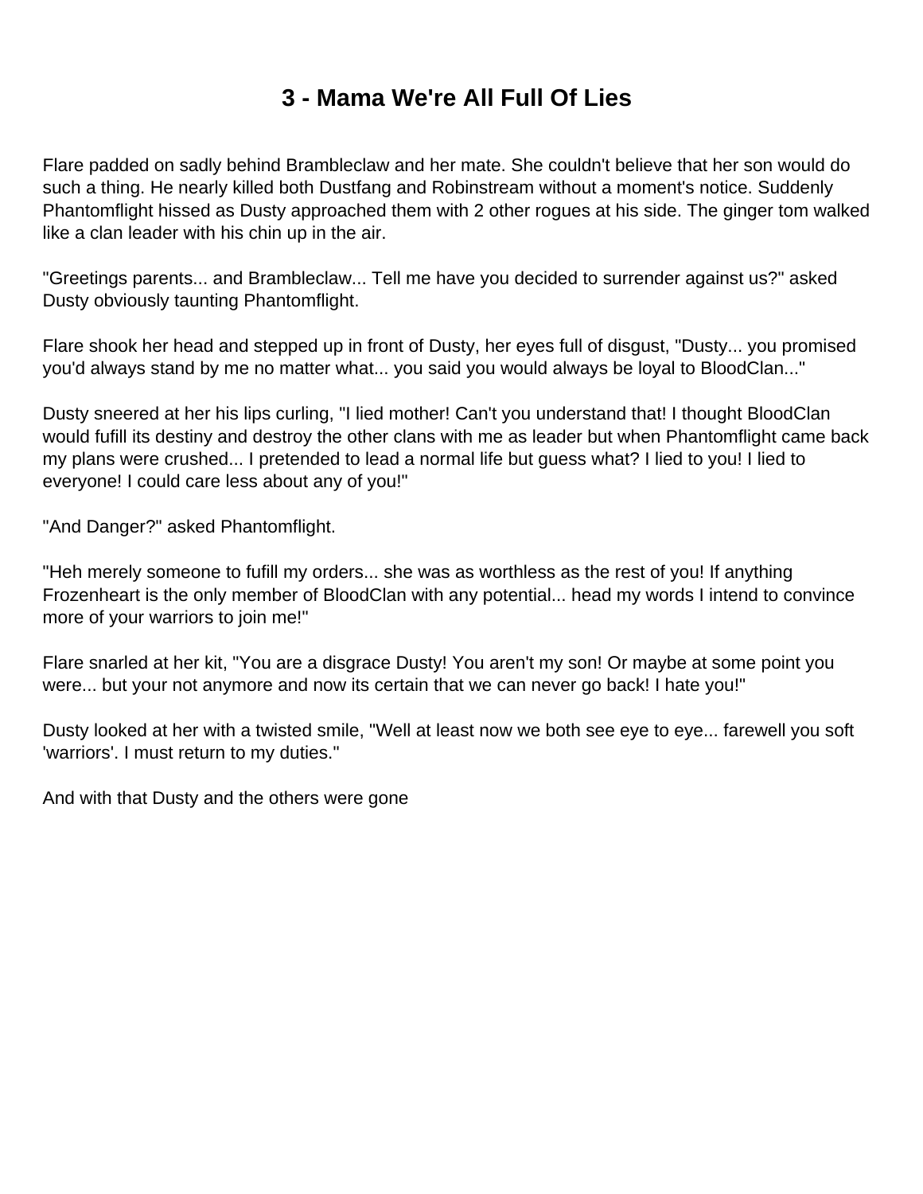# 3 - Mama We're All Full Of Lies

Flare padded on sadly behind Brambleclaw and her mate. She couldn't believe that her son would do such a thing. He nearly killed both Dustfang and Robinstream without a moment's notice. Suddenly Phantomflight hissed as Dusty approached them with 2 other rogues at his side. The ginger tom walked like a clan leader with his chin up in the air.

"Greetings parents... and Brambleclaw... Tell me have you decided to surrender against us?" asked Dusty obviously taunting Phantomflight.

Flare shook her head and stepped up in front of Dusty, her eyes full of disgust, "Dusty... you promised you'd always stand by me no matter what... you said you would always be loyal to BloodClan..."

Dusty sneered at her his lips curling, "I lied mother! Can't you understand that! I thought BloodClan would fufill its destiny and destroy the other clans with me as leader but when Phantomflight came back my plans were crushed... I pretended to lead a normal life but guess what? I lied to you! I lied to everyone! I could care less about any of you!"

"And Danger?" asked Phantomflight.

"Heh merely someone to fufill my orders... she was as worthless as the rest of you! If anything Frozenheart is the only member of BloodClan with any potential... head my words I intend to convince more of your warriors to join me!"

Flare snarled at her kit, "You are a disgrace Dusty! You aren't my son! Or maybe at some point you were... but your not anymore and now its certain that we can never go back! I hate you!"

Dusty looked at her with a twisted smile, "Well at least now we both see eye to eye... farewell you soft 'warriors'. I must return to my duties."

And with that Dusty and the others were gone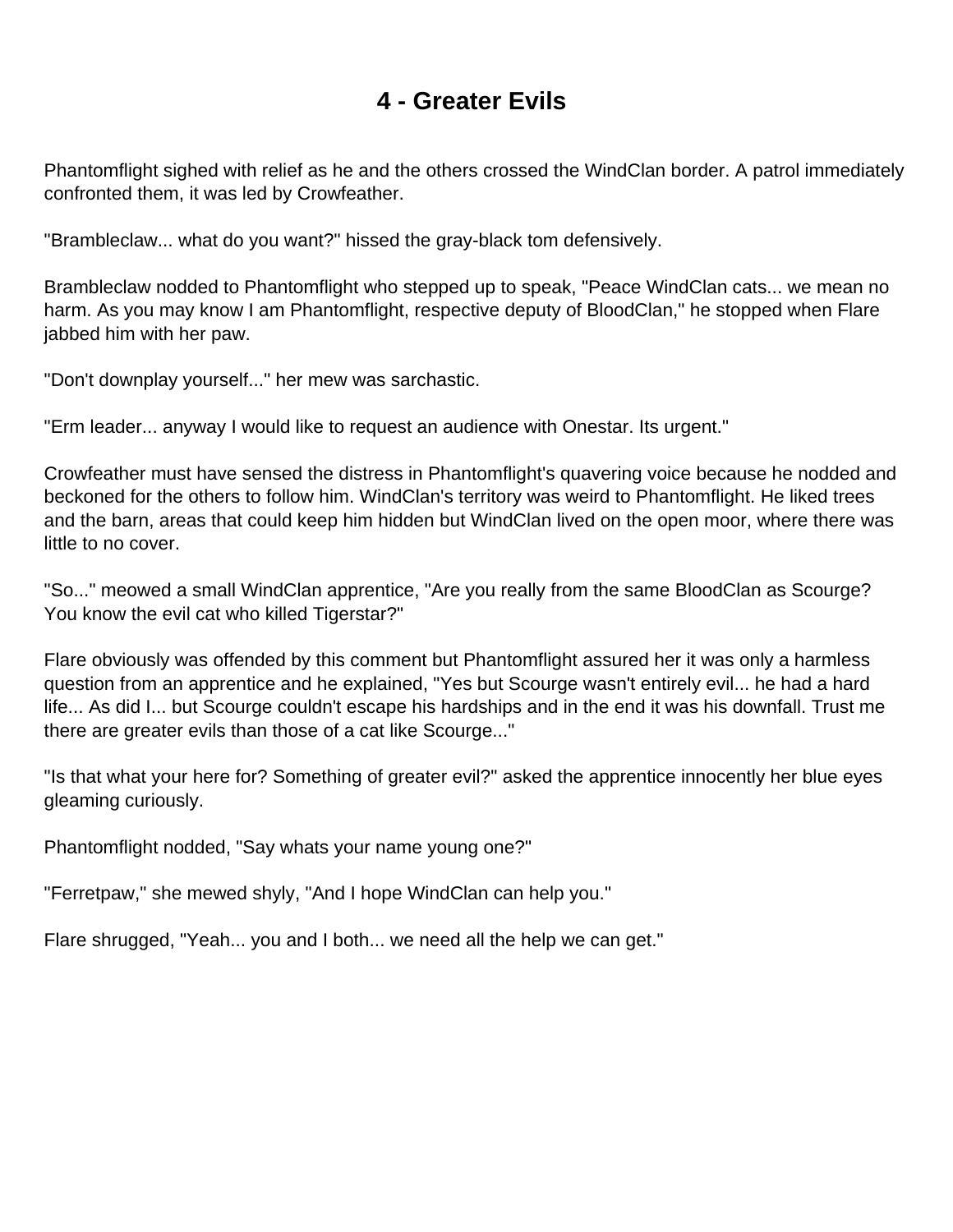# 4 - Greater Evils

Phantomflight sighed with relief as he and the others crossed the WindClan border. A patrol immediately confronted them, it was led by Crowfeather.

"Brambleclaw... what do you want?" hissed the gray-black tom defensively.

Brambleclaw nodded to Phantomflight who stepped up to speak, "Peace WindClan cats... we mean no harm. As you may know I am Phantomflight, respective deputy of BloodClan," he stopped when Flare jabbed him with her paw.

"Don't downplay yourself..." her mew was sarchastic.

"Erm leader... anyway I would like to request an audience with Onestar. Its urgent."

Crowfeather must have sensed the distress in Phantomflight's quavering voice because he nodded and beckoned for the others to follow him. WindClan's territory was weird to Phantomflight. He liked trees and the barn, areas that could keep him hidden but WindClan lived on the open moor, where there was little to no cover.

"So..." meowed a small WindClan apprentice, "Are you really from the same BloodClan as Scourge? You know the evil cat who killed Tigerstar?"

Flare obviously was offended by this comment but Phantomflight assured her it was only a harmless question from an apprentice and he explained, "Yes but Scourge wasn't entirely evil... he had a hard life... As did I... but Scourge couldn't escape his hardships and in the end it was his downfall. Trust me there are greater evils than those of a cat like Scourge..."

"Is that what your here for? Something of greater evil?" asked the apprentice innocently her blue eyes gleaming curiously.

Phantomflight nodded, "Say whats your name young one?"

"Ferretpaw," she mewed shyly, "And I hope WindClan can help you."

Flare shrugged, "Yeah... you and I both... we need all the help we can get."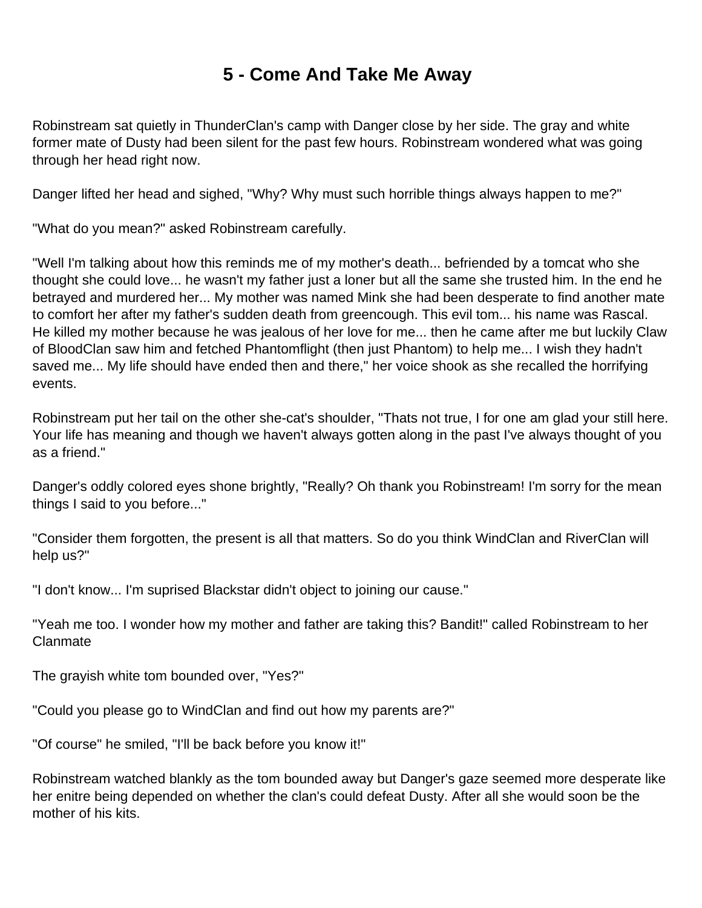# 5 - Come And Take Me Away

Robinstream sat quietly in ThunderClan's camp with Danger close by her side. The gray and white former mate of Dusty had been silent for the past few hours. Robinstream wondered what was going through her head right now.

Danger lifted her head and sighed, "Why? Why must such horrible things always happen to me?"

"What do you mean?" asked Robinstream carefully.

"Well I'm talking about how this reminds me of my mother's death... befriended by a tomcat who she thought she could love... he wasn't my father just a loner but all the same she trusted him. In the end he betrayed and murdered her... My mother was named Mink she had been desperate to find another mate to comfort her after my father's sudden death from greencough. This evil tom... his name was Rascal. He killed my mother because he was jealous of her love for me... then he came after me but luckily Claw of BloodClan saw him and fetched Phantomflight (then just Phantom) to help me... I wish they hadn't saved me... My life should have ended then and there," her voice shook as she recalled the horrifying events.

Robinstream put her tail on the other she-cat's shoulder, "Thats not true, I for one am glad your still here. Your life has meaning and though we haven't always gotten along in the past I've always thought of you as a friend."

Danger's oddly colored eyes shone brightly, "Really? Oh thank you Robinstream! I'm sorry for the mean things I said to you before..."

"Consider them forgotten, the present is all that matters. So do you think WindClan and RiverClan will help us?"

"I don't know... I'm suprised Blackstar didn't object to joining our cause."

"Yeah me too. I wonder how my mother and father are taking this? Bandit!" called Robinstream to her Clanmate

The grayish white tom bounded over, "Yes?"

"Could you please go to WindClan and find out how my parents are?"

"Of course" he smiled, "I'll be back before you know it!"

Robinstream watched blankly as the tom bounded away but Danger's gaze seemed more desperate like her enitre being depended on whether the clan's could defeat Dusty. After all she would soon be the mother of his kits.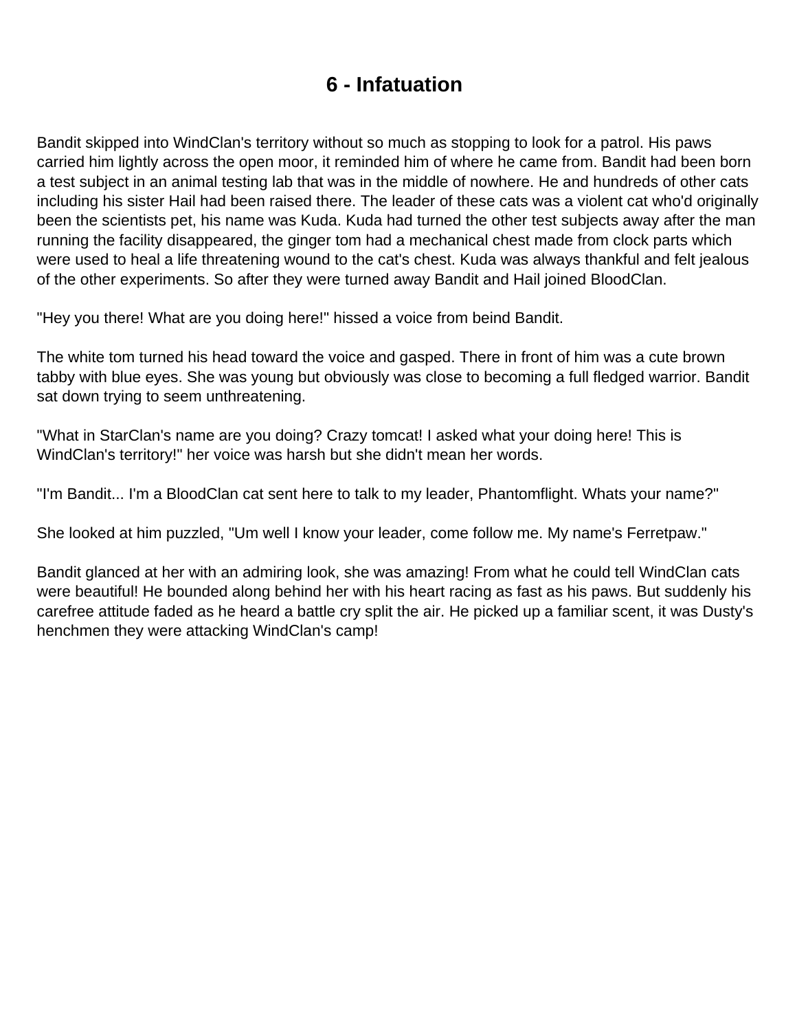# 6 - Infatuation

Bandit skipped into WindClan's territory without so much as stopping to look for a patrol. His paws carried him lightly across the open moor, it reminded him of where he came from. Bandit had been born a test subject in an animal testing lab that was in the middle of nowhere. He and hundreds of other cats including his sister Hail had been raised there. The leader of these cats was a violent cat who'd originally been the scientists pet, his name was Kuda. Kuda had turned the other test subjects away after the man running the facility disappeared, the ginger tom had a mechanical chest made from clock parts which were used to heal a life threatening wound to the cat's chest. Kuda was always thankful and felt jealous of the other experiments. So after they were turned away Bandit and Hail joined BloodClan.

"Hey you there! What are you doing here!" hissed a voice from beind Bandit.

The white tom turned his head toward the voice and gasped. There in front of him was a cute brown tabby with blue eyes. She was young but obviously was close to becoming a full fledged warrior. Bandit sat down trying to seem unthreatening.

"What in StarClan's name are you doing? Crazy tomcat! I asked what your doing here! This is WindClan's territory!" her voice was harsh but she didn't mean her words.

"I'm Bandit... I'm a BloodClan cat sent here to talk to my leader, Phantomflight. Whats your name?"

She looked at him puzzled, "Um well I know your leader, come follow me. My name's Ferretpaw."

Bandit glanced at her with an admiring look, she was amazing! From what he could tell WindClan cats were beautiful! He bounded along behind her with his heart racing as fast as his paws. But suddenly his carefree attitude faded as he heard a battle cry split the air. He picked up a familiar scent, it was Dusty's henchmen they were attacking WindClan's camp!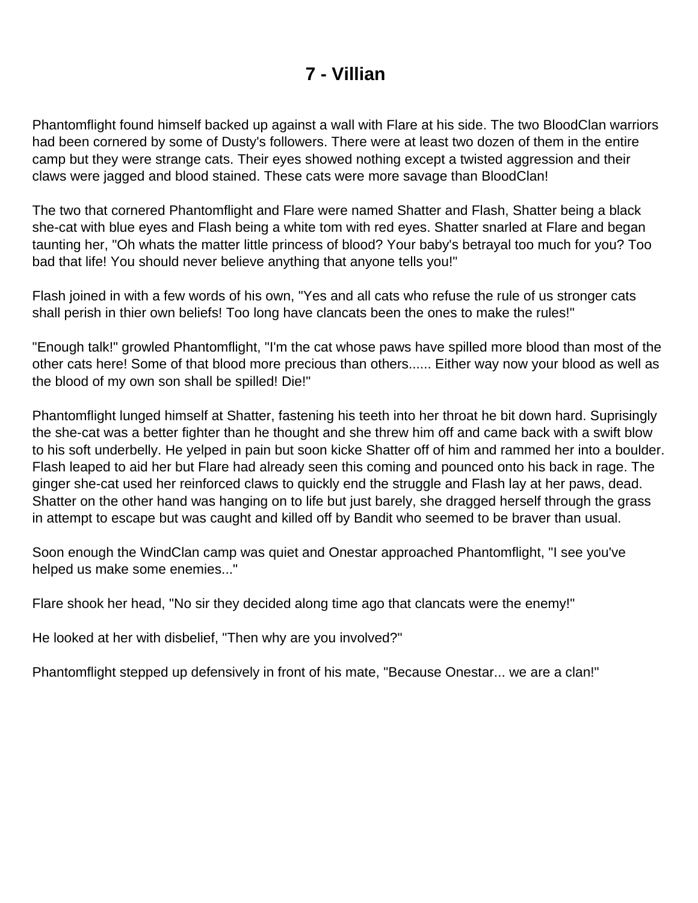# 7 - Villian

Phantomflight found himself backed up against a wall with Flare at his side. The two BloodClan warriors had been cornered by some of Dusty's followers. There were at least two dozen of them in the entire camp but they were strange cats. Their eyes showed nothing except a twisted aggression and their claws were jagged and blood stained. These cats were more savage than BloodClan!

The two that cornered Phantomflight and Flare were named Shatter and Flash, Shatter being a black she-cat with blue eyes and Flash being a white tom with red eyes. Shatter snarled at Flare and began taunting her, "Oh whats the matter little princess of blood? Your baby's betrayal too much for you? Too bad that life! You should never believe anything that anyone tells you!"

Flash joined in with a few words of his own, "Yes and all cats who refuse the rule of us stronger cats shall perish in thier own beliefs! Too long have clancats been the ones to make the rules!"

"Enough talk!" growled Phantomflight, "I'm the cat whose paws have spilled more blood than most of the other cats here! Some of that blood more precious than others...... Either way now your blood as well as the blood of my own son shall be spilled! Die!"

Phantomflight lunged himself at Shatter, fastening his teeth into her throat he bit down hard. Suprisingly the she-cat was a better fighter than he thought and she threw him off and came back with a swift blow to his soft underbelly. He yelped in pain but soon kicke Shatter off of him and rammed her into a boulder. Flash leaped to aid her but Flare had already seen this coming and pounced onto his back in rage. The ginger she-cat used her reinforced claws to quickly end the struggle and Flash lay at her paws, dead. Shatter on the other hand was hanging on to life but just barely, she dragged herself through the grass in attempt to escape but was caught and killed off by Bandit who seemed to be braver than usual.

Soon enough the WindClan camp was quiet and Onestar approached Phantomflight, "I see you've helped us make some enemies..."

Flare shook her head, "No sir they decided along time ago that clancats were the enemy!"

He looked at her with disbelief, "Then why are you involved?"

Phantomflight stepped up defensively in front of his mate, "Because Onestar... we are a clan!"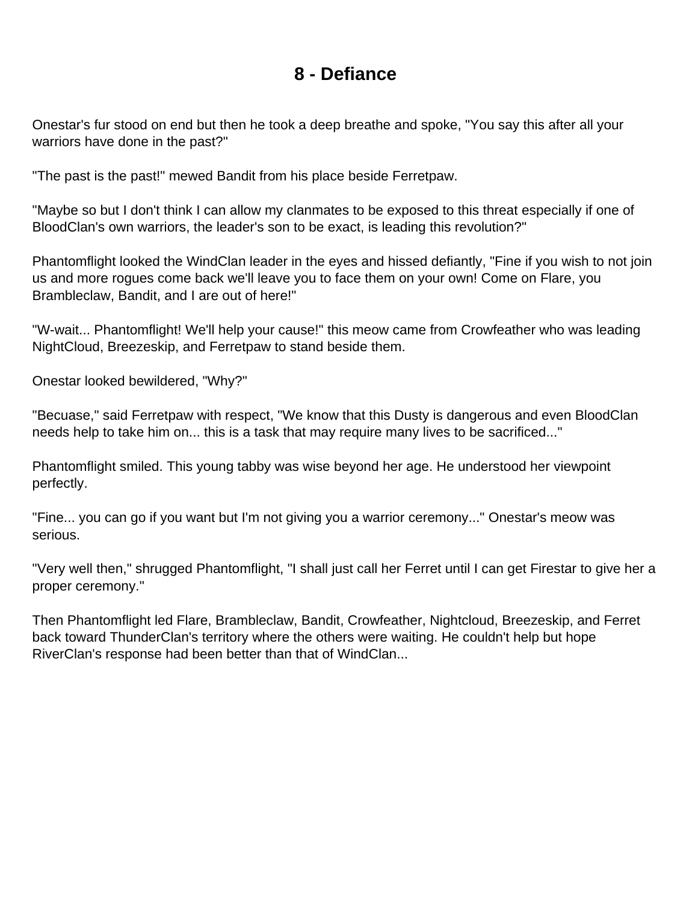# 8 - Defiance

Onestar's fur stood on end but then he took a deep breathe and spoke, "You say this after all your warriors have done in the past?"

"The past is the past!" mewed Bandit from his place beside Ferretpaw.

"Maybe so but I don't think I can allow my clanmates to be exposed to this threat especially if one of BloodClan's own warriors, the leader's son to be exact, is leading this revolution?"

Phantomflight looked the WindClan leader in the eyes and hissed defiantly, "Fine if you wish to not join us and more rogues come back we'll leave you to face them on your own! Come on Flare, you Brambleclaw, Bandit, and I are out of here!"

"W-wait... Phantomflight! We'll help your cause!" this meow came from Crowfeather who was leading NightCloud, Breezeskip, and Ferretpaw to stand beside them.

Onestar looked bewildered, "Why?"

"Becuase," said Ferretpaw with respect, "We know that this Dusty is dangerous and even BloodClan needs help to take him on... this is a task that may require many lives to be sacrificed..."

Phantomflight smiled. This young tabby was wise beyond her age. He understood her viewpoint perfectly.

"Fine... you can go if you want but I'm not giving you a warrior ceremony..." Onestar's meow was serious.

"Very well then," shrugged Phantomflight, "I shall just call her Ferret until I can get Firestar to give her a proper ceremony."

Then Phantomflight led Flare, Brambleclaw, Bandit, Crowfeather, Nightcloud, Breezeskip, and Ferret back toward ThunderClan's territory where the others were waiting. He couldn't help but hope RiverClan's response had been better than that of WindClan...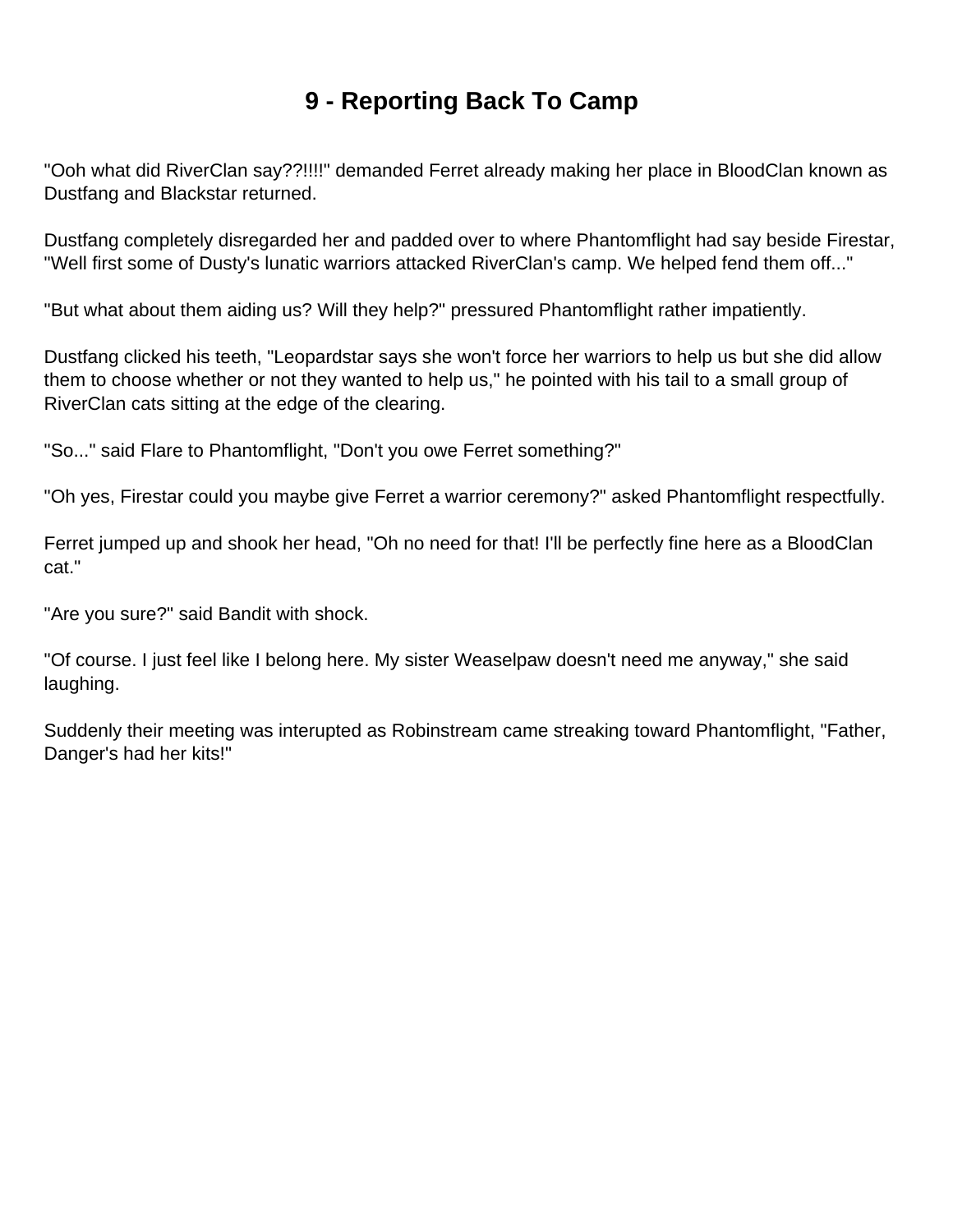# 9 - Reporting Back To Camp

"Ooh what did RiverClan say??!!!!" demanded Ferret already making her place in BloodClan known as Dustfang and Blackstar returned.

Dustfang completely disregarded her and padded over to where Phantomflight had say beside Firestar, "Well first some of Dusty's lunatic warriors attacked RiverClan's camp. We helped fend them off..."

"But what about them aiding us? Will they help?" pressured Phantomflight rather impatiently.

Dustfang clicked his teeth, "Leopardstar says she won't force her warriors to help us but she did allow them to choose whether or not they wanted to help us," he pointed with his tail to a small group of RiverClan cats sitting at the edge of the clearing.

"So..." said Flare to Phantomflight, "Don't you owe Ferret something?"

"Oh yes, Firestar could you maybe give Ferret a warrior ceremony?" asked Phantomflight respectfully.

Ferret jumped up and shook her head, "Oh no need for that! I'll be perfectly fine here as a BloodClan cat."

"Are you sure?" said Bandit with shock.

"Of course. I just feel like I belong here. My sister Weaselpaw doesn't need me anyway," she said laughing.

Suddenly their meeting was interupted as Robinstream came streaking toward Phantomflight, "Father, Danger's had her kits!"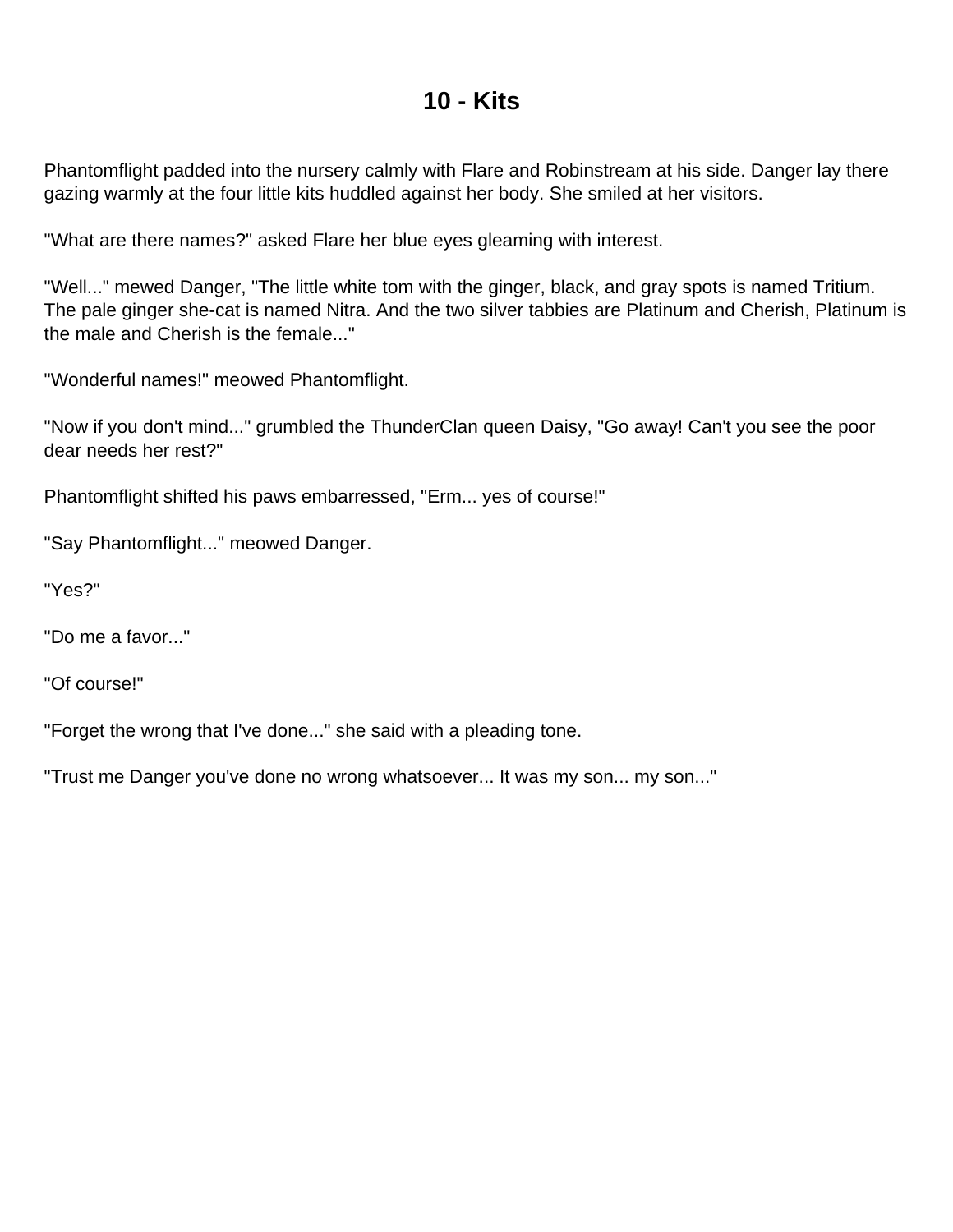# 10 - Kits

Phantomflight padded into the nursery calmly with Flare and Robinstream at his side. Danger lay there gazing warmly at the four little kits huddled against her body. She smiled at her visitors.

"What are there names?" asked Flare her blue eyes gleaming with interest.

"Well..." mewed Danger, "The little white tom with the ginger, black, and gray spots is named Tritium. The pale ginger she-cat is named Nitra. And the two silver tabbies are Platinum and Cherish, Platinum is the male and Cherish is the female..."

"Wonderful names!" meowed Phantomflight.

"Now if you don't mind..." grumbled the ThunderClan queen Daisy, "Go away! Can't you see the poor dear needs her rest?"

Phantomflight shifted his paws embarressed, "Erm... yes of course!"

"Say Phantomflight..." meowed Danger.

"Yes?"

"Do me a favor..."

"Of course!"

"Forget the wrong that I've done..." she said with a pleading tone.

"Trust me Danger you've done no wrong whatsoever... It was my son... my son..."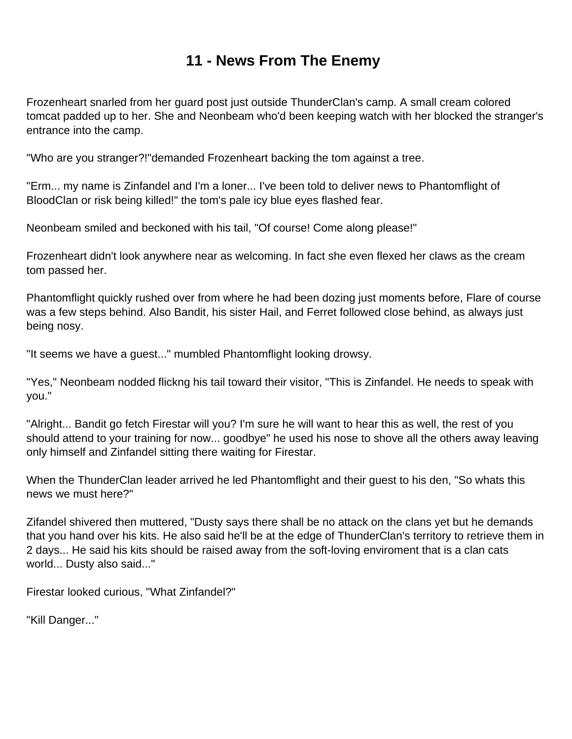# 11 - News From The Enemy

Frozenheart snarled from her guard post just outside ThunderClan's camp. A small cream colored tomcat padded up to her. She and Neonbeam who'd been keeping watch with her blocked the stranger's entrance into the camp.

"Who are you stranger?!"demanded Frozenheart backing the tom against a tree.

"Erm... my name is Zinfandel and I'm a loner... I've been told to deliver news to Phantomflight of BloodClan or risk being killed!" the tom's pale icy blue eyes flashed fear.

Neonbeam smiled and beckoned with his tail, "Of course! Come along please!"

Frozenheart didn't look anywhere near as welcoming. In fact she even flexed her claws as the cream tom passed her.

Phantomflight quickly rushed over from where he had been dozing just moments before, Flare of course was a few steps behind. Also Bandit, his sister Hail, and Ferret followed close behind, as always just being nosy.

"It seems we have a guest..." mumbled Phantomflight looking drowsy.

"Yes," Neonbeam nodded flickng his tail toward their visitor, "This is Zinfandel. He needs to speak with you."

"Alright... Bandit go fetch Firestar will you? I'm sure he will want to hear this as well, the rest of you should attend to your training for now... goodbye" he used his nose to shove all the others away leaving only himself and Zinfandel sitting there waiting for Firestar.

When the ThunderClan leader arrived he led Phantomflight and their guest to his den, "So whats this news we must here?"

Zifandel shivered then muttered, "Dusty says there shall be no attack on the clans yet but he demands that you hand over his kits. He also said he'll be at the edge of ThunderClan's territory to retrieve them in 2 days... He said his kits should be raised away from the soft-loving enviroment that is a clan cats world... Dusty also said..."

Firestar looked curious, "What Zinfandel?"

"Kill Danger..."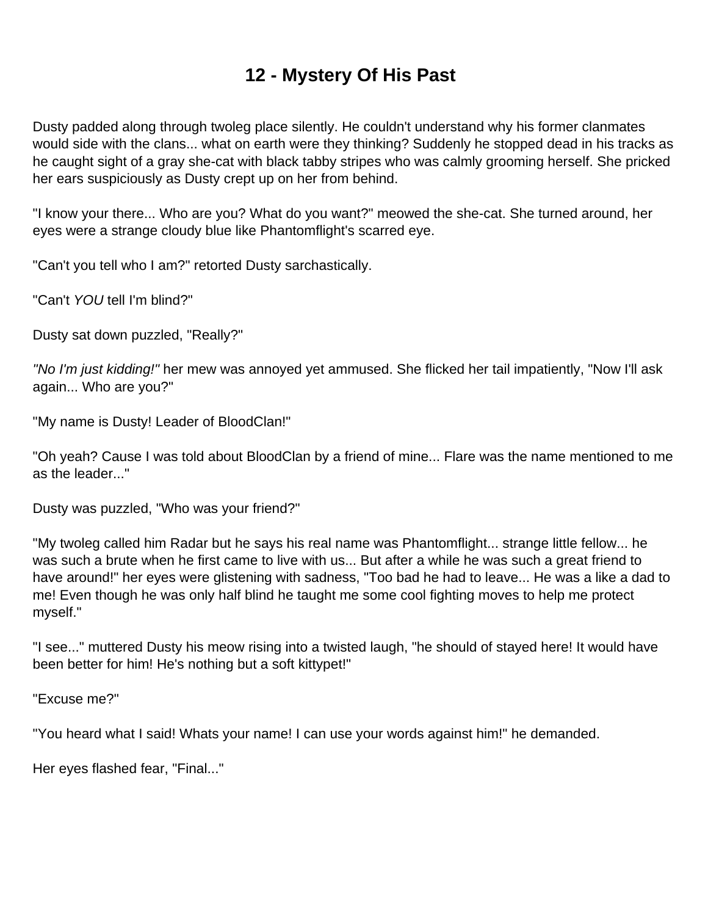# 12 - Mystery Of His Past

Dusty padded along through twoleg place silently. He couldn't understand why his former clanmates would side with the clans... what on earth were they thinking? Suddenly he stopped dead in his tracks as he caught sight of a gray she-cat with black tabby stripes who was calmly grooming herself. She pricked her ears suspiciously as Dusty crept up on her from behind.

"I know your there... Who are you? What do you want?" meowed the she-cat. She turned around, her eyes were a strange cloudy blue like Phantomflight's scarred eye.

"Can't you tell who I am?" retorted Dusty sarchastically.

"Can't *YOU* tell I'm blind?"

Dusty sat down puzzled, "Really?"

*"No I'm just kidding!"* her mew was annoyed yet ammused. She flicked her tail impatiently, "Now I'll ask again... Who are you?"

"My name is Dusty! Leader of BloodClan!"

"Oh yeah? Cause I was told about BloodClan by a friend of mine... Flare was the name mentioned to me as the leader..."

Dusty was puzzled, "Who was your friend?"

"My twoleg called him Radar but he says his real name was Phantomflight... strange little fellow... he was such a brute when he first came to live with us... But after a while he was such a great friend to have around!" her eyes were glistening with sadness, "Too bad he had to leave... He was a like a dad to me! Even though he was only half blind he taught me some cool fighting moves to help me protect myself."

"I see..." muttered Dusty his meow rising into a twisted laugh, "he should of stayed here! It would have been better for him! He's nothing but a soft kittypet!"

"Excuse me?"

"You heard what I said! Whats your name! I can use your words against him!" he demanded.

Her eyes flashed fear, "Final..."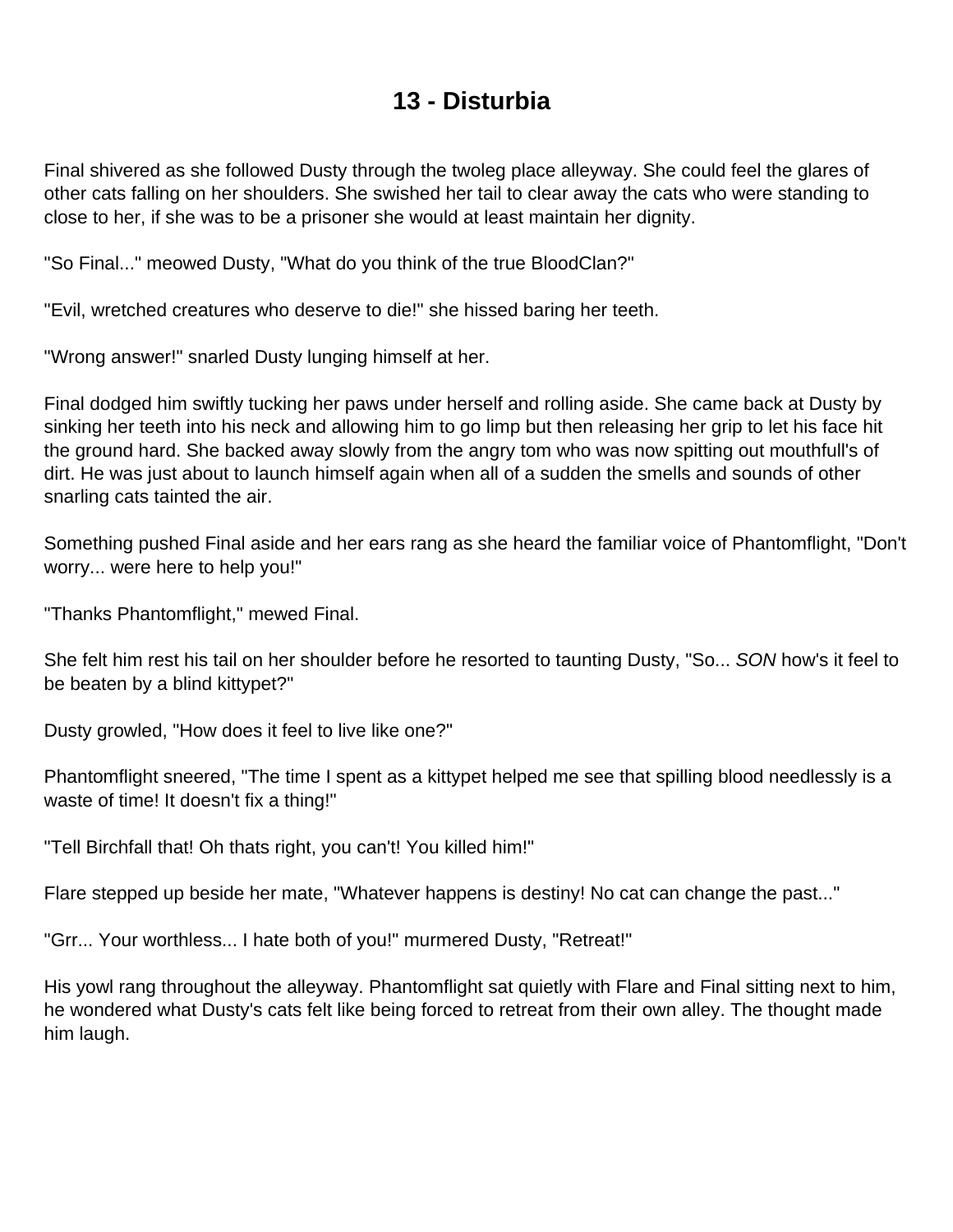# 13 - Disturbia

Final shivered as she followed Dusty through the twoleg place alleyway. She could feel the glares of other cats falling on her shoulders. She swished her tail to clear away the cats who were standing to close to her, if she was to be a prisoner she would at least maintain her dignity.

"So Final..." meowed Dusty, "What do you think of the true BloodClan?"

"Evil, wretched creatures who deserve to die!" she hissed baring her teeth.

"Wrong answer!" snarled Dusty lunging himself at her.

Final dodged him swiftly tucking her paws under herself and rolling aside. She came back at Dusty by sinking her teeth into his neck and allowing him to go limp but then releasing her grip to let his face hit the ground hard. She backed away slowly from the angry tom who was now spitting out mouthfull's of dirt. He was just about to launch himself again when all of a sudden the smells and sounds of other snarling cats tainted the air.

Something pushed Final aside and her ears rang as she heard the familiar voice of Phantomflight, "Don't worry... were here to help you!"

"Thanks Phantomflight," mewed Final.

She felt him rest his tail on her shoulder before he resorted to taunting Dusty, "So... *SON* how's it feel to be beaten by a blind kittypet?"

Dusty growled, "How does it feel to live like one?"

Phantomflight sneered, "The time I spent as a kittypet helped me see that spilling blood needlessly is a waste of time! It doesn't fix a thing!"

"Tell Birchfall that! Oh thats right, you can't! You killed him!"

Flare stepped up beside her mate, "Whatever happens is destiny! No cat can change the past..."

"Grr... Your worthless... I hate both of you!" murmered Dusty, "Retreat!"

His yowl rang throughout the alleyway. Phantomflight sat quietly with Flare and Final sitting next to him, he wondered what Dusty's cats felt like being forced to retreat from their own alley. The thought made him laugh.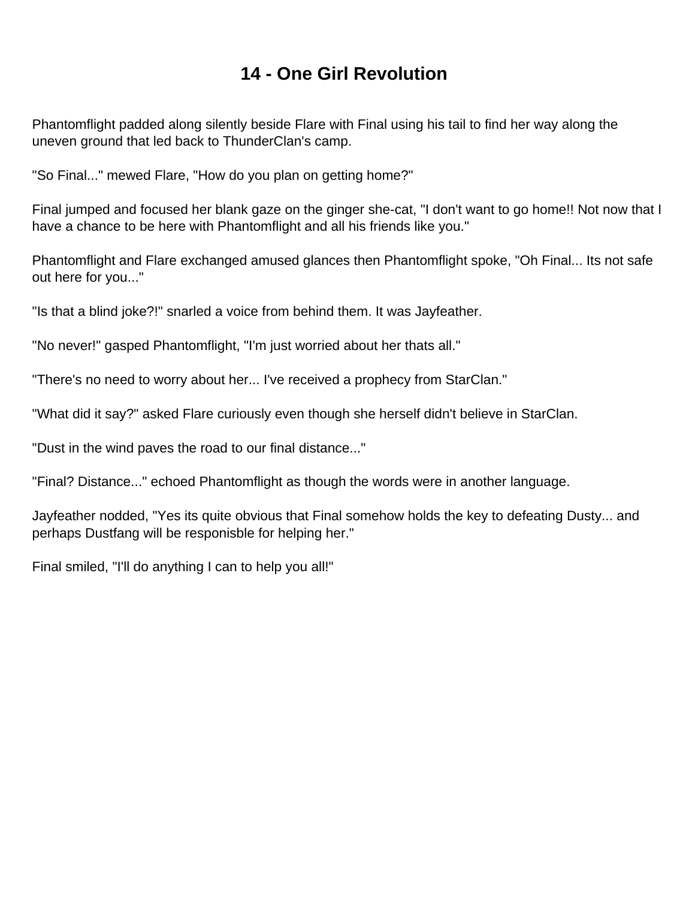# 14 - One Girl Revolution

Phantomflight padded along silently beside Flare with Final using his tail to find her way along the uneven ground that led back to ThunderClan's camp.

"So Final..." mewed Flare, "How do you plan on getting home?"

Final jumped and focused her blank gaze on the ginger she-cat, "I don't want to go home!! Not now that I have a chance to be here with Phantomflight and all his friends like you."

Phantomflight and Flare exchanged amused glances then Phantomflight spoke, "Oh Final... Its not safe out here for you..."

"Is that a blind joke?!" snarled a voice from behind them. It was Jayfeather.

"No never!" gasped Phantomflight, "I'm just worried about her thats all."

"There's no need to worry about her... I've received a prophecy from StarClan."

"What did it say?" asked Flare curiously even though she herself didn't believe in StarClan.

"Dust in the wind paves the road to our final distance..."

"Final? Distance..." echoed Phantomflight as though the words were in another language.

Jayfeather nodded, "Yes its quite obvious that Final somehow holds the key to defeating Dusty... and perhaps Dustfang will be responisble for helping her."

Final smiled, "I'll do anything I can to help you all!"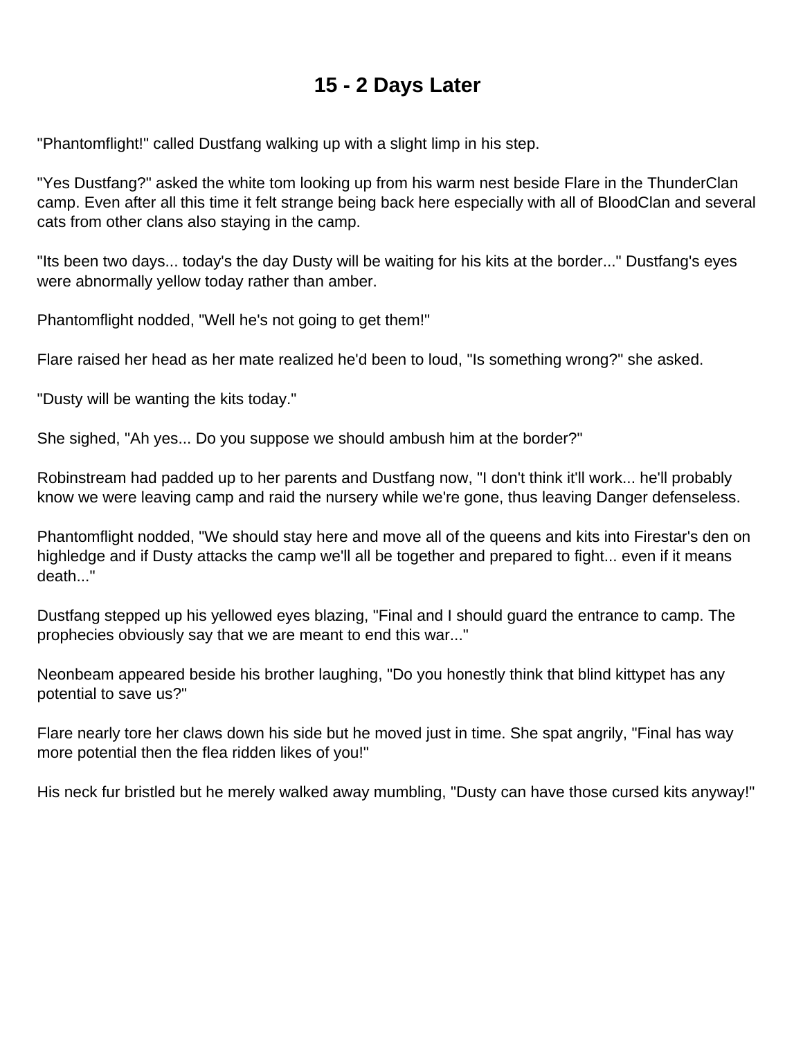# 15 - 2 Days Later

"Phantomflight!" called Dustfang walking up with a slight limp in his step.

"Yes Dustfang?" asked the white tom looking up from his warm nest beside Flare in the ThunderClan camp. Even after all this time it felt strange being back here especially with all of BloodClan and several cats from other clans also staying in the camp.

"Its been two days... today's the day Dusty will be waiting for his kits at the border..." Dustfang's eyes were abnormally yellow today rather than amber.

Phantomflight nodded, "Well he's not going to get them!"

Flare raised her head as her mate realized he'd been to loud, "Is something wrong?" she asked.

"Dusty will be wanting the kits today."

She sighed, "Ah yes... Do you suppose we should ambush him at the border?"

Robinstream had padded up to her parents and Dustfang now, "I don't think it'll work... he'll probably know we were leaving camp and raid the nursery while we're gone, thus leaving Danger defenseless.

Phantomflight nodded, "We should stay here and move all of the queens and kits into Firestar's den on highledge and if Dusty attacks the camp we'll all be together and prepared to fight... even if it means death..."

Dustfang stepped up his yellowed eyes blazing, "Final and I should guard the entrance to camp. The prophecies obviously say that we are meant to end this war..."

Neonbeam appeared beside his brother laughing, "Do you honestly think that blind kittypet has any potential to save us?"

Flare nearly tore her claws down his side but he moved just in time. She spat angrily, "Final has way more potential then the flea ridden likes of you!"

His neck fur bristled but he merely walked away mumbling, "Dusty can have those cursed kits anyway!"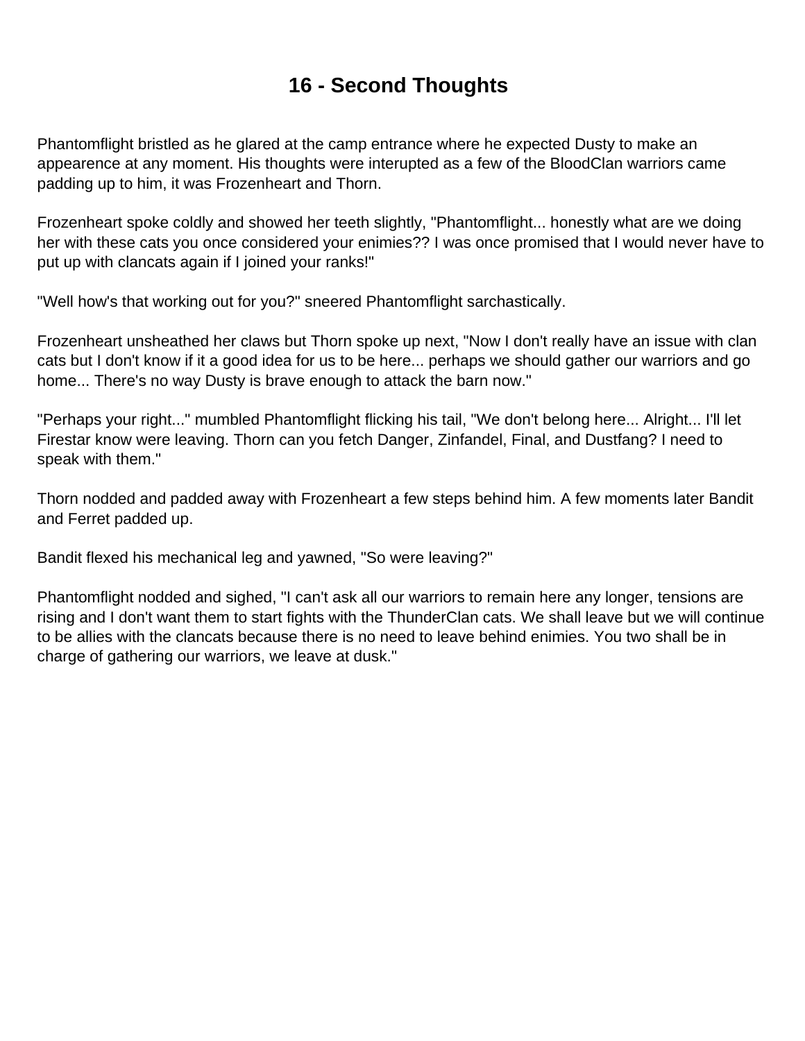# 16 - Second Thoughts

Phantomflight bristled as he glared at the camp entrance where he expected Dusty to make an appearence at any moment. His thoughts were interupted as a few of the BloodClan warriors came padding up to him, it was Frozenheart and Thorn.

Frozenheart spoke coldly and showed her teeth slightly, "Phantomflight... honestly what are we doing her with these cats you once considered your enimies?? I was once promised that I would never have to put up with clancats again if I joined your ranks!"

"Well how's that working out for you?" sneered Phantomflight sarchastically.

Frozenheart unsheathed her claws but Thorn spoke up next, "Now I don't really have an issue with clan cats but I don't know if it a good idea for us to be here... perhaps we should gather our warriors and go home... There's no way Dusty is brave enough to attack the barn now."

"Perhaps your right..." mumbled Phantomflight flicking his tail, "We don't belong here... Alright... I'll let Firestar know were leaving. Thorn can you fetch Danger, Zinfandel, Final, and Dustfang? I need to speak with them."

Thorn nodded and padded away with Frozenheart a few steps behind him. A few moments later Bandit and Ferret padded up.

Bandit flexed his mechanical leg and yawned, "So were leaving?"

Phantomflight nodded and sighed, "I can't ask all our warriors to remain here any longer, tensions are rising and I don't want them to start fights with the ThunderClan cats. We shall leave but we will continue to be allies with the clancats because there is no need to leave behind enimies. You two shall be in charge of gathering our warriors, we leave at dusk."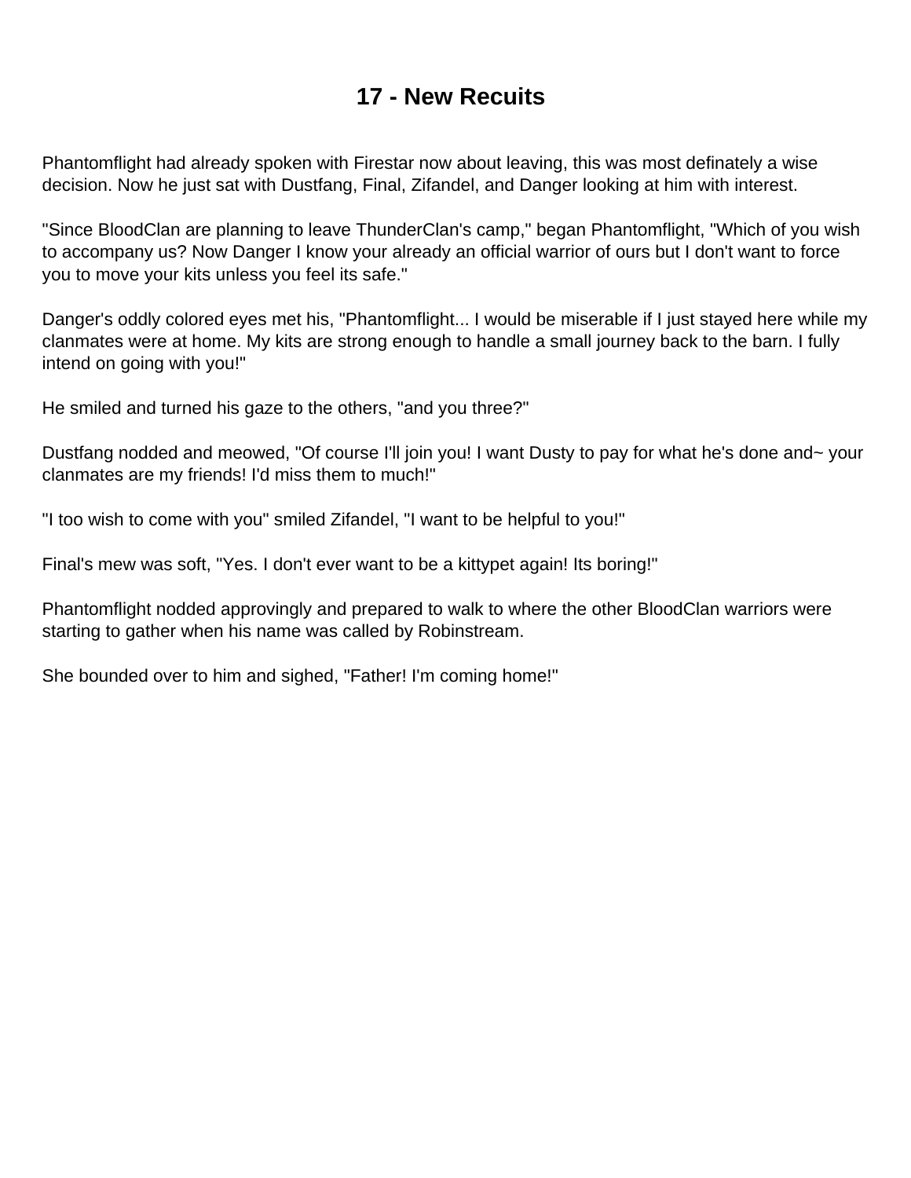# 17 - New Recuits

Phantomflight had already spoken with Firestar now about leaving, this was most definately a wise decision. Now he just sat with Dustfang, Final, Zifandel, and Danger looking at him with interest.

"Since BloodClan are planning to leave ThunderClan's camp," began Phantomflight, "Which of you wish to accompany us? Now Danger I know your already an official warrior of ours but I don't want to force you to move your kits unless you feel its safe."

Danger's oddly colored eyes met his, "Phantomflight... I would be miserable if I just stayed here while my clanmates were at home. My kits are strong enough to handle a small journey back to the barn. I fully intend on going with you!"

He smiled and turned his gaze to the others, "and you three?"

Dustfang nodded and meowed, "Of course I'll join you! I want Dusty to pay for what he's done and~ your clanmates are my friends! I'd miss them to much!"

"I too wish to come with you" smiled Zifandel, "I want to be helpful to you!"

Final's mew was soft, "Yes. I don't ever want to be a kittypet again! Its boring!"

Phantomflight nodded approvingly and prepared to walk to where the other BloodClan warriors were starting to gather when his name was called by Robinstream.

She bounded over to him and sighed, "Father! I'm coming home!"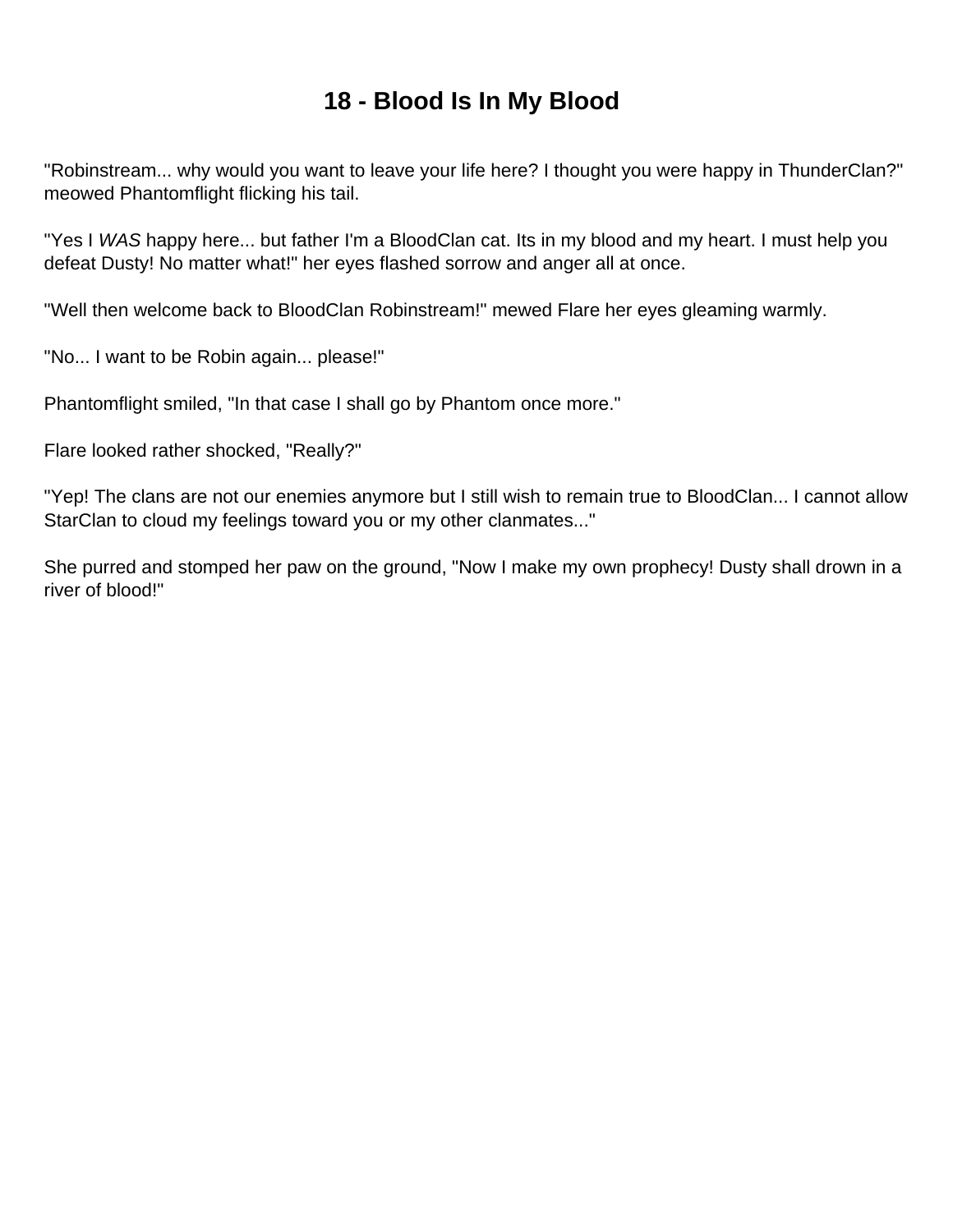# 18 - Blood Is In My Blood

"Robinstream... why would you want to leave your life here? I thought you were happy in ThunderClan?" meowed Phantomflight flicking his tail.

"Yes I *WAS* happy here... but father I'm a BloodClan cat. Its in my blood and my heart. I must help you defeat Dusty! No matter what!" her eyes flashed sorrow and anger all at once.

"Well then welcome back to BloodClan Robinstream!" mewed Flare her eyes gleaming warmly.

"No... I want to be Robin again... please!"

Phantomflight smiled, "In that case I shall go by Phantom once more."

Flare looked rather shocked, "Really?"

"Yep! The clans are not our enemies anymore but I still wish to remain true to BloodClan... I cannot allow StarClan to cloud my feelings toward you or my other clanmates..."

She purred and stomped her paw on the ground, "Now I make my own prophecy! Dusty shall drown in a river of blood!"